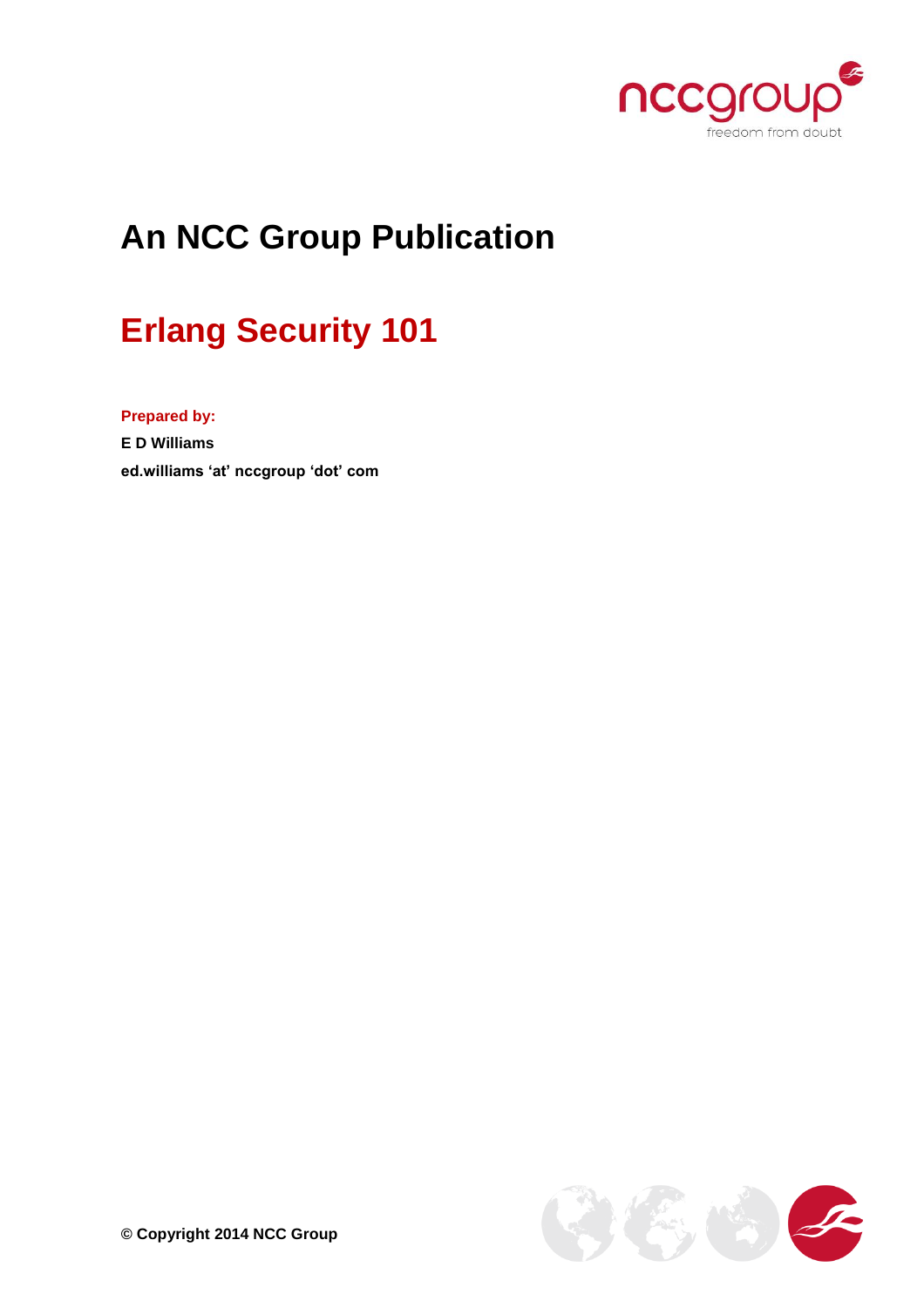# An NCC Group Publication

## Erlang Security 101

**Prepared by:**

**E D Williams**

**ed.williams 'at' nccgroup 'dot' com**

**© Copyright 2014 NCC Group**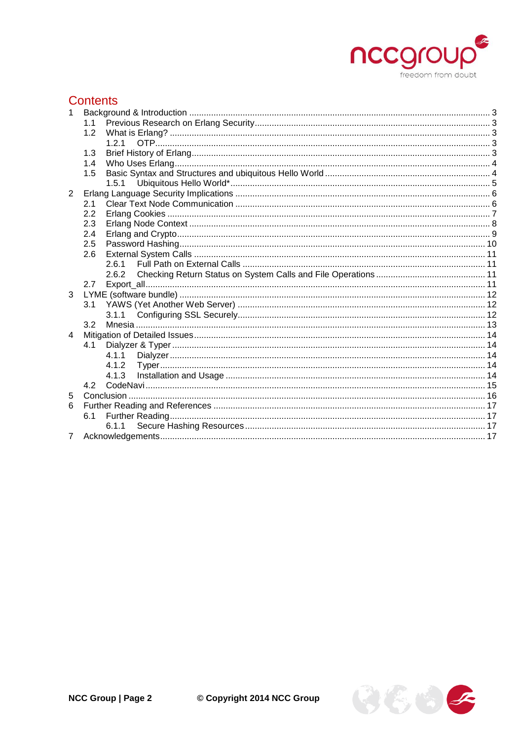# Contents

1 Background & Introduction ..... 3
  1.1 Previous Research on Erlang Security ..... 3
  1.2 What is Erlang? ..... 3
    1.2.1 OTP ..... 3
  1.3 Brief History of Erlang ..... 3
  1.4 Who Uses Erlang ..... 4
  1.5 Basic Syntax and Structures and ubiquitous Hello World ..... 4
    1.5.1 Ubiquitous Hello World* ..... 5
2 Erlang Language Security Implications ..... 6
  2.1 Clear Text Node Communication ..... 6
  2.2 Erlang Cookies ..... 7
  2.3 Erlang Node Context ..... 8
  2.4 Erlang and Crypto ..... 9
  2.5 Password Hashing ..... 10
  2.6 External System Calls ..... 11
    2.6.1 Full Path on External Calls ..... 11
    2.6.2 Checking Return Status on System Calls and File Operations ..... 11
  2.7 Export_all ..... 11
3 LYME (software bundle) ..... 12
  3.1 YAWS (Yet Another Web Server) ..... 12
    3.1.1 Configuring SSL Securely ..... 12
  3.2 Mnesia ..... 13
4 Mitigation of Detailed Issues ..... 14
  4.1 Dialyzer & Typer ..... 14
    4.1.1 Dialyzer ..... 14
    4.1.2 Typer ..... 14
    4.1.3 Installation and Usage ..... 14
  4.2 CodeNavi ..... 15
5 Conclusion ..... 16
6 Further Reading and References ..... 17
  6.1 Further Reading ..... 17
    6.1.1 Secure Hashing Resources ..... 17
7 Acknowledgements ..... 17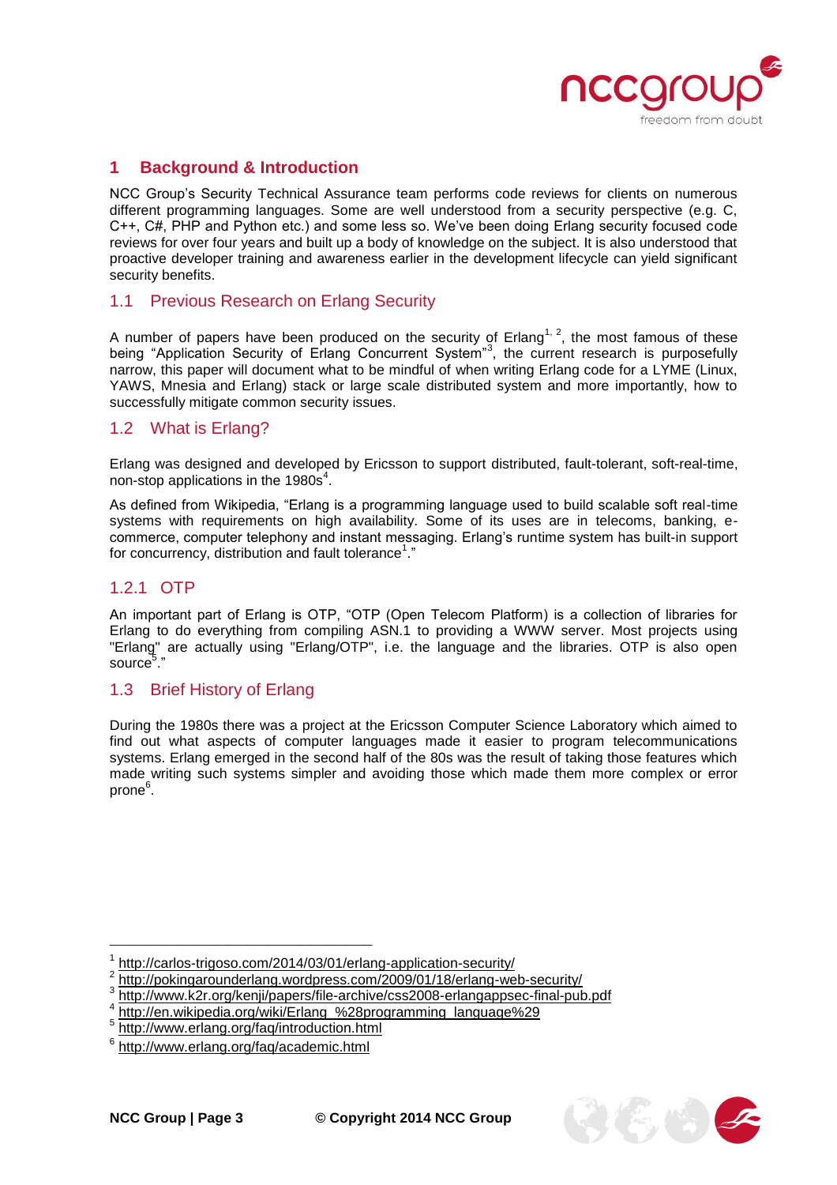# 1 Background & Introduction

NCC Group's Security Technical Assurance team performs code reviews for clients on numerous different programming languages. Some are well understood from a security perspective (e.g. C, C++, C#, PHP and Python etc.) and some less so. We've been doing Erlang security focused code reviews for over four years and built up a body of knowledge on the subject. It is also understood that proactive developer training and awareness earlier in the development lifecycle can yield significant security benefits.

## 1.1 Previous Research on Erlang Security

A number of papers have been produced on the security of Erlang[1, 2], the most famous of these being "Application Security of Erlang Concurrent System"[3], the current research is purposefully narrow, this paper will document what to be mindful of when writing Erlang code for a LYME (Linux, YAWS, Mnesia and Erlang) stack or large scale distributed system and more importantly, how to successfully mitigate common security issues.

## 1.2 What is Erlang?

Erlang was designed and developed by Ericsson to support distributed, fault-tolerant, soft-real-time, non-stop applications in the 1980s[4].

As defined from Wikipedia, "Erlang is a programming language used to build scalable soft real-time systems with requirements on high availability. Some of its uses are in telecoms, banking, e-commerce, computer telephony and instant messaging. Erlang's runtime system has built-in support for concurrency, distribution and fault tolerance[1]."

### 1.2.1 OTP

An important part of Erlang is OTP, "OTP (Open Telecom Platform) is a collection of libraries for Erlang to do everything from compiling ASN.1 to providing a WWW server. Most projects using "Erlang" are actually using "Erlang/OTP", i.e. the language and the libraries. OTP is also open source[5]."

## 1.3 Brief History of Erlang

During the 1980s there was a project at the Ericsson Computer Science Laboratory which aimed to find out what aspects of computer languages made it easier to program telecommunications systems. Erlang emerged in the second half of the 80s was the result of taking those features which made writing such systems simpler and avoiding those which made them more complex or error prone[6].

---

[1] http://carlos-trigoso.com/2014/03/01/erlang-application-security/
[2] http://pokingarounderlang.wordpress.com/2009/01/18/erlang-web-security/
[3] http://www.k2r.org/kenji/papers/file-archive/css2008-erlangappsec-final-pub.pdf
[4] http://en.wikipedia.org/wiki/Erlang_%28programming_language%29
[5] http://www.erlang.org/faq/introduction.html
[6] http://www.erlang.org/faq/academic.html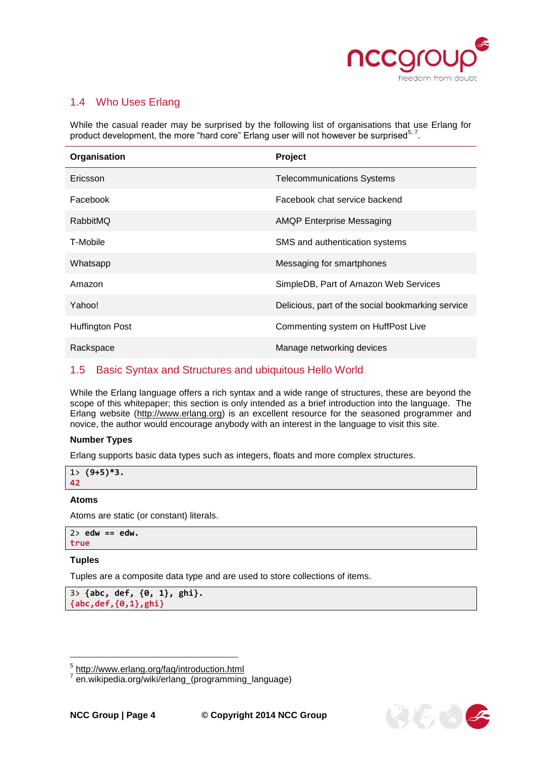## 1.4 Who Uses Erlang

While the casual reader may be surprised by the following list of organisations that use Erlang for product development, the more “hard core” Erlang user will not however be surprised[5, 7].

| Organisation | Project |
|---|---|
| Ericsson | Telecommunications Systems |
| Facebook | Facebook chat service backend |
| RabbitMQ | AMQP Enterprise Messaging |
| T-Mobile | SMS and authentication systems |
| Whatsapp | Messaging for smartphones |
| Amazon | SimpleDB, Part of Amazon Web Services |
| Yahoo! | Delicious, part of the social bookmarking service |
| Huffington Post | Commenting system on HuffPost Live |
| Rackspace | Manage networking devices |

## 1.5 Basic Syntax and Structures and ubiquitous Hello World

While the Erlang language offers a rich syntax and a wide range of structures, these are beyond the scope of this whitepaper; this section is only intended as a brief introduction into the language. The Erlang website (http://www.erlang.org) is an excellent resource for the seasoned programmer and novice, the author would encourage anybody with an interest in the language to visit this site.

**Number Types**

Erlang supports basic data types such as integers, floats and more complex structures.

```
1> (9+5)*3.
42
```

**Atoms**

Atoms are static (or constant) literals.

```
2> edw == edw.
true
```

**Tuples**

Tuples are a composite data type and are used to store collections of items.

```
3> {abc, def, {0, 1}, ghi}.
{abc,def,{0,1},ghi}
```

---

[5] http://www.erlang.org/faq/introduction.html
[7] en.wikipedia.org/wiki/erlang_(programming_language)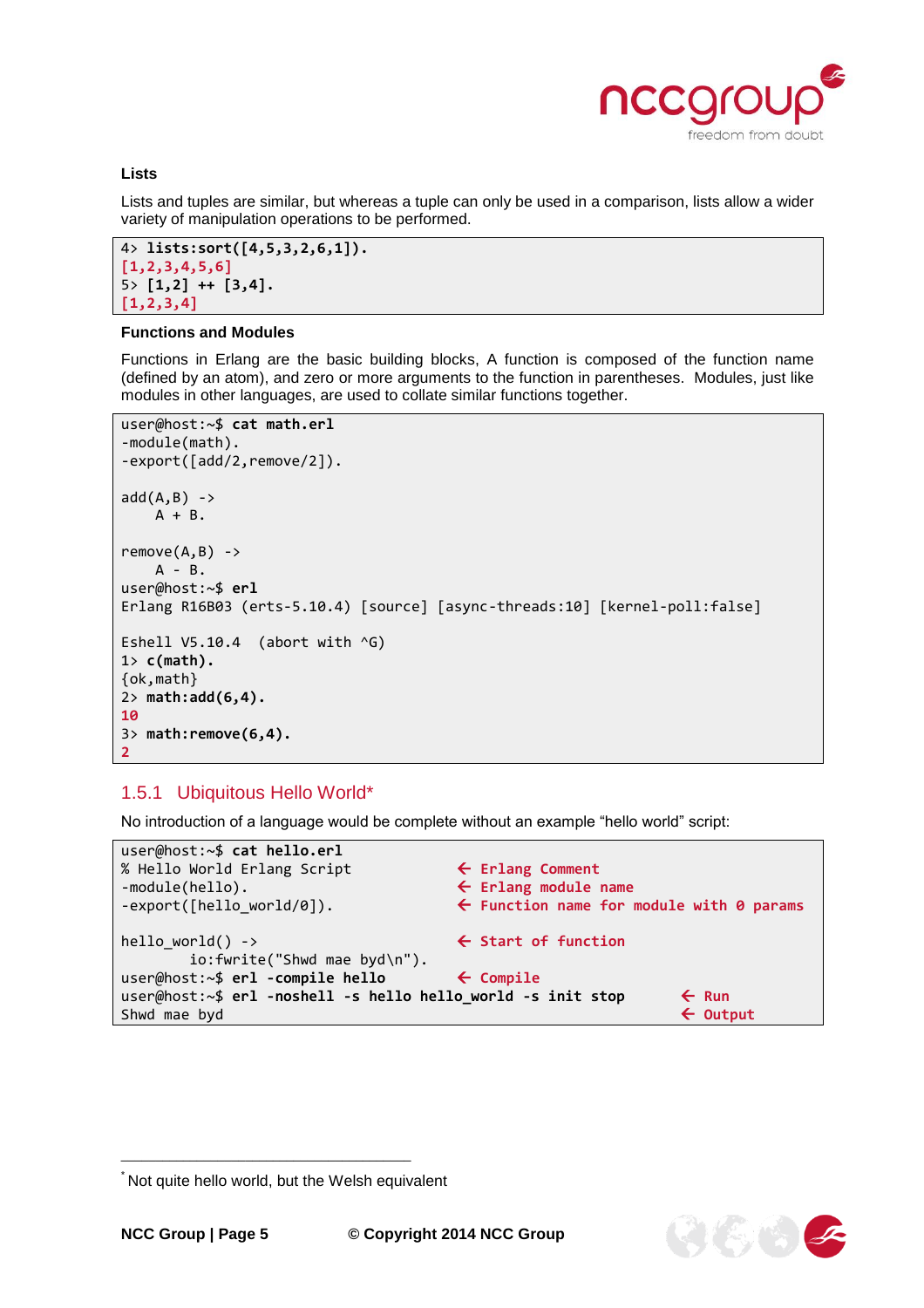### Lists

Lists and tuples are similar, but whereas a tuple can only be used in a comparison, lists allow a wider variety of manipulation operations to be performed.

```
4> lists:sort([4,5,3,2,6,1]).
[1,2,3,4,5,6]
5> [1,2] ++ [3,4].
[1,2,3,4]
```

### Functions and Modules

Functions in Erlang are the basic building blocks, A function is composed of the function name (defined by an atom), and zero or more arguments to the function in parentheses. Modules, just like modules in other languages, are used to collate similar functions together.

```
user@host:~$ cat math.erl
-module(math).
-export([add/2,remove/2]).

add(A,B) ->
    A + B.

remove(A,B) ->
    A - B.
user@host:~$ erl
Erlang R16B03 (erts-5.10.4) [source] [async-threads:10] [kernel-poll:false]

Eshell V5.10.4  (abort with ^G)
1> c(math).
{ok,math}
2> math:add(6,4).
10
3> math:remove(6,4).
2
```

## 1.5.1 Ubiquitous Hello World*

No introduction of a language would be complete without an example “hello world” script:

```
user@host:~$ cat hello.erl
% Hello World Erlang Script          ← Erlang Comment
-module(hello).                      ← Erlang module name
-export([hello_world/0]).            ← Function name for module with 0 params

hello_world() ->                     ← Start of function
        io:fwrite("Shwd mae byd\n").
user@host:~$ erl -compile hello      ← Compile
user@host:~$ erl -noshell -s hello hello_world -s init stop    ← Run
Shwd mae byd                                                   ← Output
```

---

[*] Not quite hello world, but the Welsh equivalent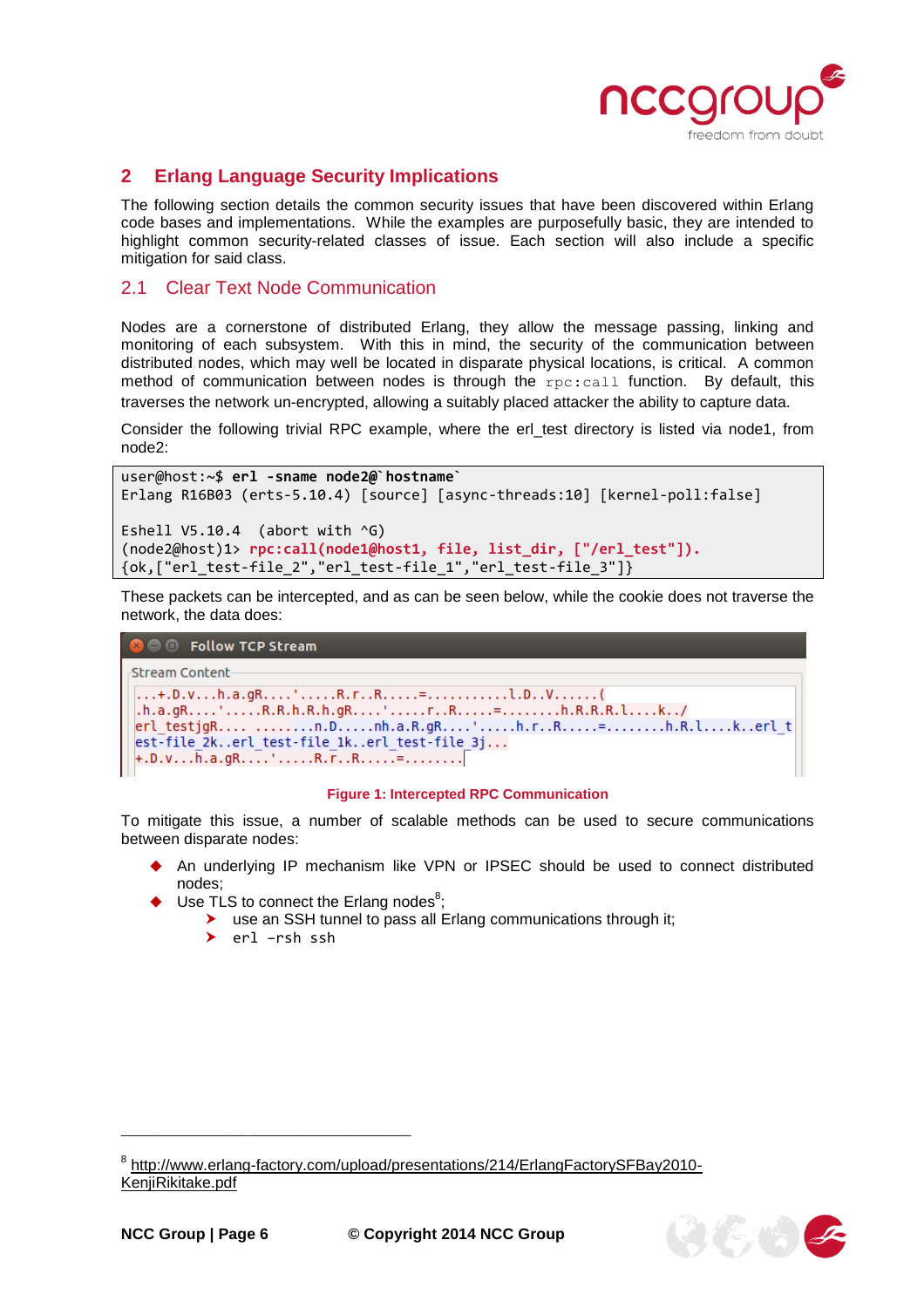## 2 Erlang Language Security Implications

The following section details the common security issues that have been discovered within Erlang code bases and implementations. While the examples are purposefully basic, they are intended to highlight common security-related classes of issue. Each section will also include a specific mitigation for said class.

### 2.1 Clear Text Node Communication

Nodes are a cornerstone of distributed Erlang, they allow the message passing, linking and monitoring of each subsystem. With this in mind, the security of the communication between distributed nodes, which may well be located in disparate physical locations, is critical. A common method of communication between nodes is through the `rpc:call` function. By default, this traverses the network un-encrypted, allowing a suitably placed attacker the ability to capture data.

Consider the following trivial RPC example, where the erl_test directory is listed via node1, from node2:

```
user@host:~$ erl -sname node2@`hostname`
Erlang R16B03 (erts-5.10.4) [source] [async-threads:10] [kernel-poll:false]

Eshell V5.10.4  (abort with ^G)
(node2@host)1> rpc:call(node1@host1, file, list_dir, ["/erl_test"]).
{ok,["erl_test-file_2","erl_test-file_1","erl_test-file_3"]}
```

These packets can be intercepted, and as can be seen below, while the cookie does not traverse the network, the data does:

```
Follow TCP Stream
Stream Content
...+.D.v...h.a.gR....'.....R.r..R.....=..........l.D..V......(
.h.a.gR....'.....R.R.h.R.h.gR....'.....r..R.....=........h.R.R.R.l....k../
erl_testjgR.... ........n.D.....nh.a.R.gR....'.....h.r..R.....=........h.R.l....k..erl_t
est-file_2k..erl_test-file_1k..erl_test-file_3j...
+.D.v...h.a.gR....'.....R.r..R.....=........
```

**Figure 1: Intercepted RPC Communication**

To mitigate this issue, a number of scalable methods can be used to secure communications between disparate nodes:

- An underlying IP mechanism like VPN or IPSEC should be used to connect distributed nodes;
- Use TLS to connect the Erlang nodes[8];
  - use an SSH tunnel to pass all Erlang communications through it;
  - `erl –rsh ssh`

---

[8] http://www.erlang-factory.com/upload/presentations/214/ErlangFactorySFBay2010-KenjiRikitake.pdf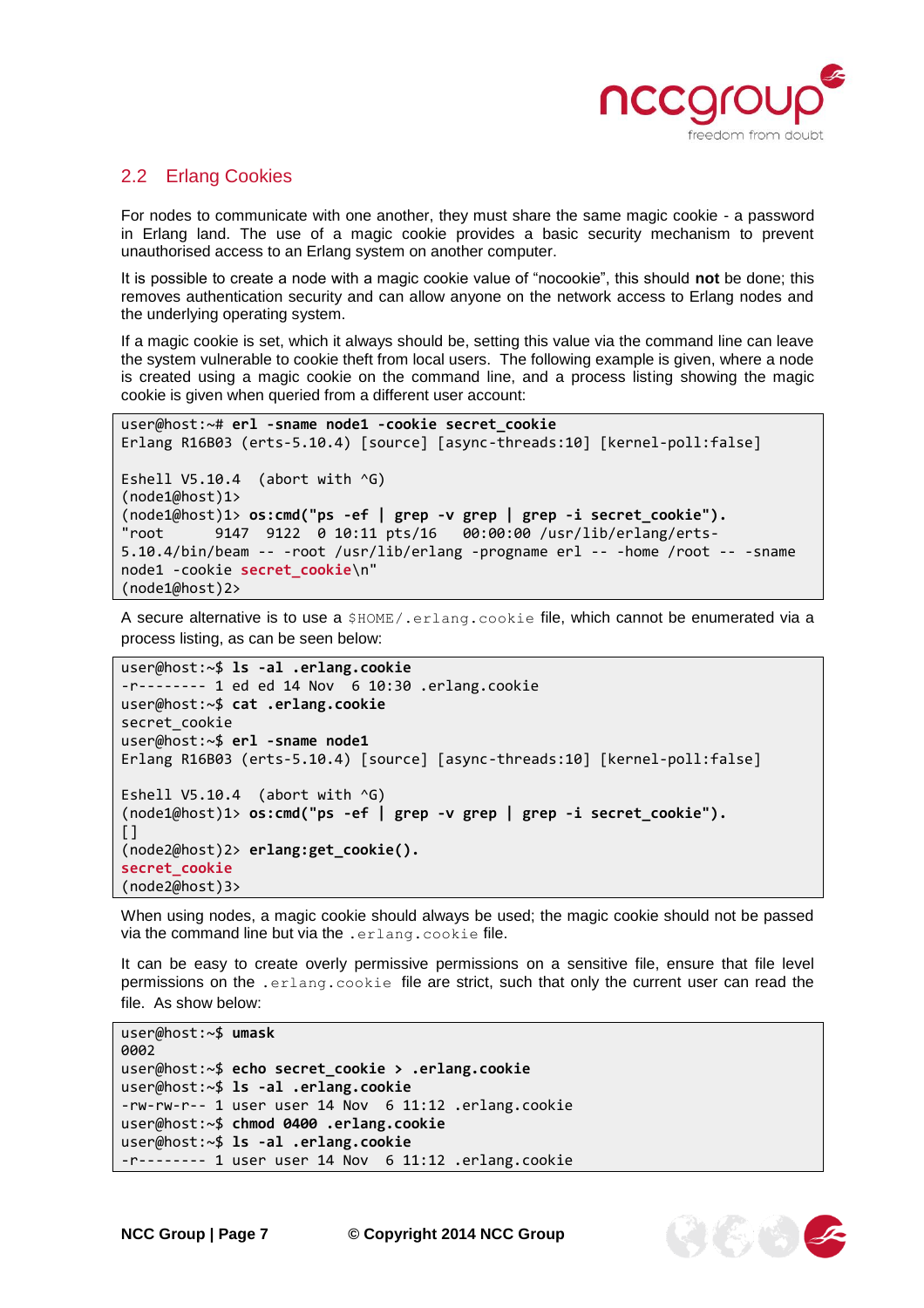## 2.2 Erlang Cookies

For nodes to communicate with one another, they must share the same magic cookie - a password in Erlang land. The use of a magic cookie provides a basic security mechanism to prevent unauthorised access to an Erlang system on another computer.

It is possible to create a node with a magic cookie value of "nocookie", this should **not** be done; this removes authentication security and can allow anyone on the network access to Erlang nodes and the underlying operating system.

If a magic cookie is set, which it always should be, setting this value via the command line can leave the system vulnerable to cookie theft from local users. The following example is given, where a node is created using a magic cookie on the command line, and a process listing showing the magic cookie is given when queried from a different user account:

```
user@host:~# erl -sname node1 -cookie secret_cookie
Erlang R16B03 (erts-5.10.4) [source] [async-threads:10] [kernel-poll:false]

Eshell V5.10.4  (abort with ^G)
(node1@host)1>
(node1@host)1> os:cmd("ps -ef | grep -v grep | grep -i secret_cookie").
"root      9147  9122  0 10:11 pts/16   00:00:00 /usr/lib/erlang/erts-
5.10.4/bin/beam -- -root /usr/lib/erlang -progname erl -- -home /root -- -sname
node1 -cookie secret_cookie\n"
(node1@host)2>
```

A secure alternative is to use a `$HOME/.erlang.cookie` file, which cannot be enumerated via a process listing, as can be seen below:

```
user@host:~$ ls -al .erlang.cookie
-r-------- 1 ed ed 14 Nov  6 10:30 .erlang.cookie
user@host:~$ cat .erlang.cookie
secret_cookie
user@host:~$ erl -sname node1
Erlang R16B03 (erts-5.10.4) [source] [async-threads:10] [kernel-poll:false]

Eshell V5.10.4  (abort with ^G)
(node1@host)1> os:cmd("ps -ef | grep -v grep | grep -i secret_cookie").
[]
(node2@host)2> erlang:get_cookie().
secret_cookie
(node2@host)3>
```

When using nodes, a magic cookie should always be used; the magic cookie should not be passed via the command line but via the `.erlang.cookie` file.

It can be easy to create overly permissive permissions on a sensitive file, ensure that file level permissions on the `.erlang.cookie` file are strict, such that only the current user can read the file. As show below:

```
user@host:~$ umask
0002
user@host:~$ echo secret_cookie > .erlang.cookie
user@host:~$ ls -al .erlang.cookie
-rw-rw-r-- 1 user user 14 Nov  6 11:12 .erlang.cookie
user@host:~$ chmod 0400 .erlang.cookie
user@host:~$ ls -al .erlang.cookie
-r-------- 1 user user 14 Nov  6 11:12 .erlang.cookie
```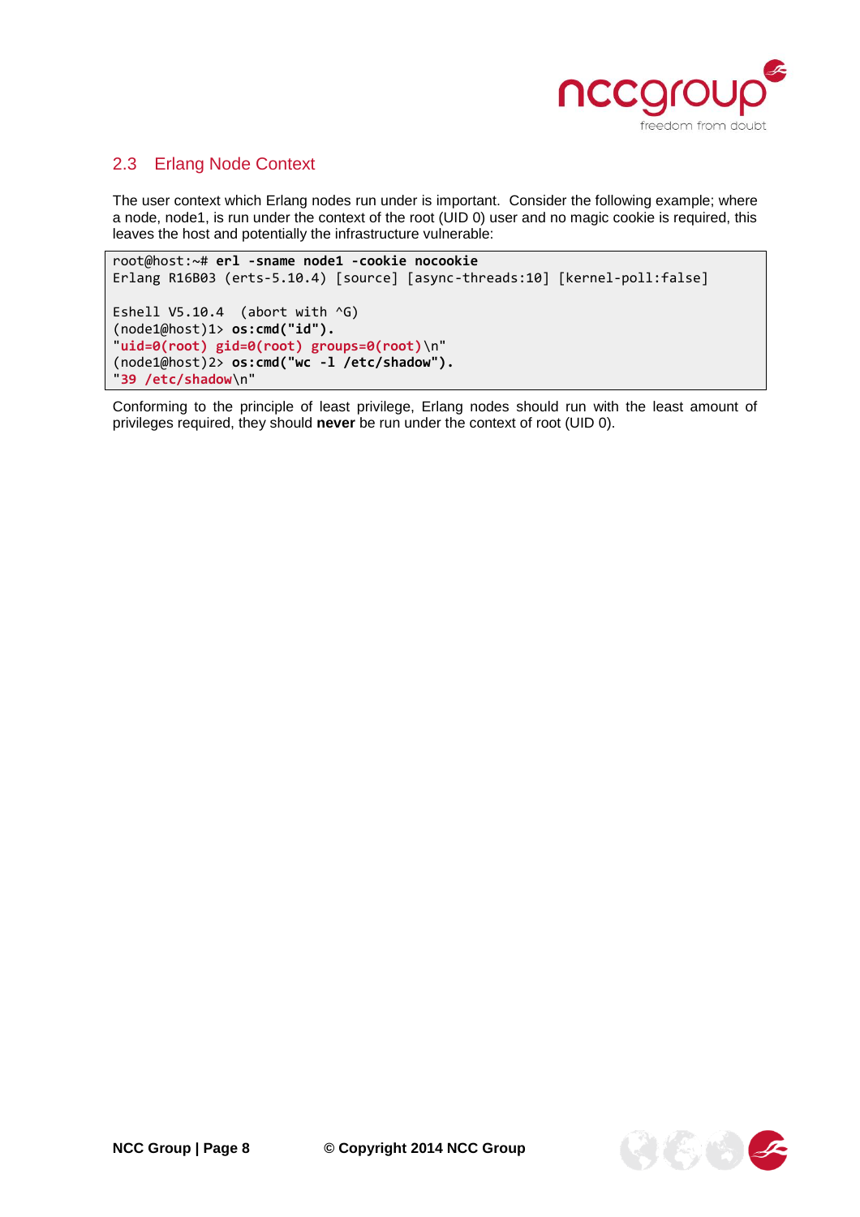## 2.3 Erlang Node Context

The user context which Erlang nodes run under is important. Consider the following example; where a node, node1, is run under the context of the root (UID 0) user and no magic cookie is required, this leaves the host and potentially the infrastructure vulnerable:

```
root@host:~# erl -sname node1 -cookie nocookie
Erlang R16B03 (erts-5.10.4) [source] [async-threads:10] [kernel-poll:false]

Eshell V5.10.4  (abort with ^G)
(node1@host)1> os:cmd("id").
"uid=0(root) gid=0(root) groups=0(root)\n"
(node1@host)2> os:cmd("wc -l /etc/shadow").
"39 /etc/shadow\n"
```

Conforming to the principle of least privilege, Erlang nodes should run with the least amount of privileges required, they should **never** be run under the context of root (UID 0).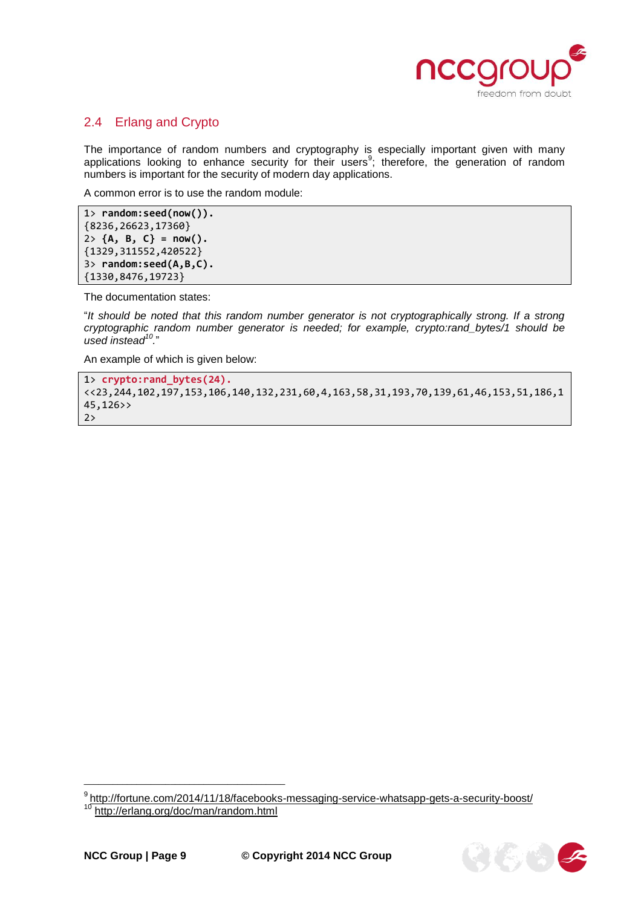## 2.4 Erlang and Crypto

The importance of random numbers and cryptography is especially important given with many applications looking to enhance security for their users[9]; therefore, the generation of random numbers is important for the security of modern day applications.

A common error is to use the random module:

```
1> random:seed(now()).
{8236,26623,17360}
2> {A, B, C} = now().
{1329,311552,420522}
3> random:seed(A,B,C).
{1330,8476,19723}
```

The documentation states:

"*It should be noted that this random number generator is not cryptographically strong. If a strong cryptographic random number generator is needed; for example, crypto:rand_bytes/1 should be used instead*[10]*.*"

An example of which is given below:

```
1> crypto:rand_bytes(24).
<<23,244,102,197,153,106,140,132,231,60,4,163,58,31,193,70,139,61,46,153,51,186,1
45,126>>
2>
```

---

[9] http://fortune.com/2014/11/18/facebooks-messaging-service-whatsapp-gets-a-security-boost/

[10] http://erlang.org/doc/man/random.html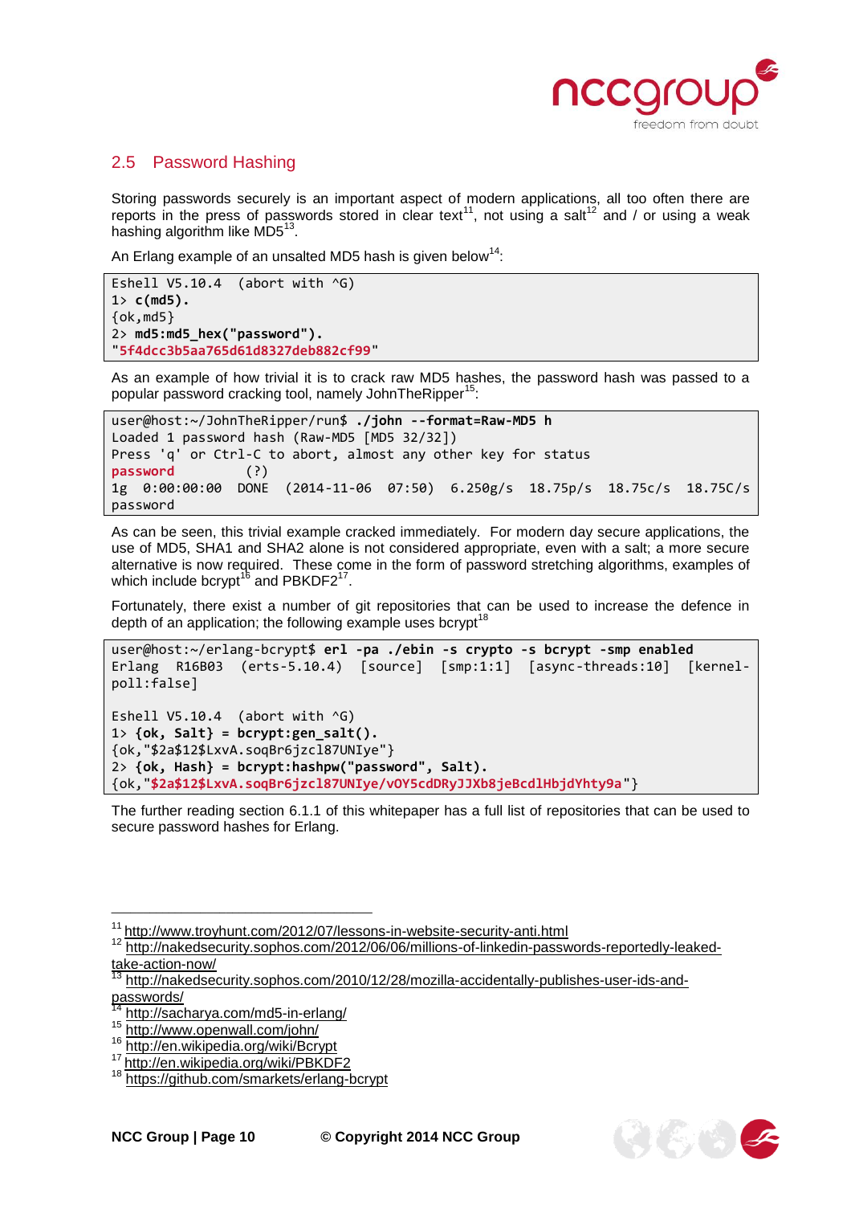## 2.5 Password Hashing

Storing passwords securely is an important aspect of modern applications, all too often there are reports in the press of passwords stored in clear text[11], not using a salt[12] and / or using a weak hashing algorithm like MD5[13].

An Erlang example of an unsalted MD5 hash is given below[14]:

```
Eshell V5.10.4  (abort with ^G)
1> c(md5).
{ok,md5}
2> md5:md5_hex("password").
"5f4dcc3b5aa765d61d8327deb882cf99"
```

As an example of how trivial it is to crack raw MD5 hashes, the password hash was passed to a popular password cracking tool, namely JohnTheRipper[15]:

```
user@host:~/JohnTheRipper/run$ ./john --format=Raw-MD5 h
Loaded 1 password hash (Raw-MD5 [MD5 32/32])
Press 'q' or Ctrl-C to abort, almost any other key for status
password         (?)
1g  0:00:00:00  DONE  (2014-11-06  07:50)  6.250g/s  18.75p/s  18.75c/s  18.75C/s
password
```

As can be seen, this trivial example cracked immediately. For modern day secure applications, the use of MD5, SHA1 and SHA2 alone is not considered appropriate, even with a salt; a more secure alternative is now required. These come in the form of password stretching algorithms, examples of which include bcrypt[16] and PBKDF2[17].

Fortunately, there exist a number of git repositories that can be used to increase the defence in depth of an application; the following example uses bcrypt[18]

```
user@host:~/erlang-bcrypt$ erl -pa ./ebin -s crypto -s bcrypt -smp enabled
Erlang  R16B03  (erts-5.10.4)  [source]  [smp:1:1]  [async-threads:10]  [kernel-poll:false]

Eshell V5.10.4  (abort with ^G)
1> {ok, Salt} = bcrypt:gen_salt().
{ok,"$2a$12$LxvA.soqBr6jzcl87UNIye"}
2> {ok, Hash} = bcrypt:hashpw("password", Salt).
{ok,"$2a$12$LxvA.soqBr6jzcl87UNIye/vOY5cdDRyJJXb8jeBcdlHbjdYhty9a"}
```

The further reading section 6.1.1 of this whitepaper has a full list of repositories that can be used to secure password hashes for Erlang.

---

[11] http://www.troyhunt.com/2012/07/lessons-in-website-security-anti.html

[12] http://nakedsecurity.sophos.com/2012/06/06/millions-of-linkedin-passwords-reportedly-leaked-take-action-now/

[13] http://nakedsecurity.sophos.com/2010/12/28/mozilla-accidentally-publishes-user-ids-and-passwords/

[14] http://sacharya.com/md5-in-erlang/

[15] http://www.openwall.com/john/

[16] http://en.wikipedia.org/wiki/Bcrypt

[17] http://en.wikipedia.org/wiki/PBKDF2

[18] https://github.com/smarkets/erlang-bcrypt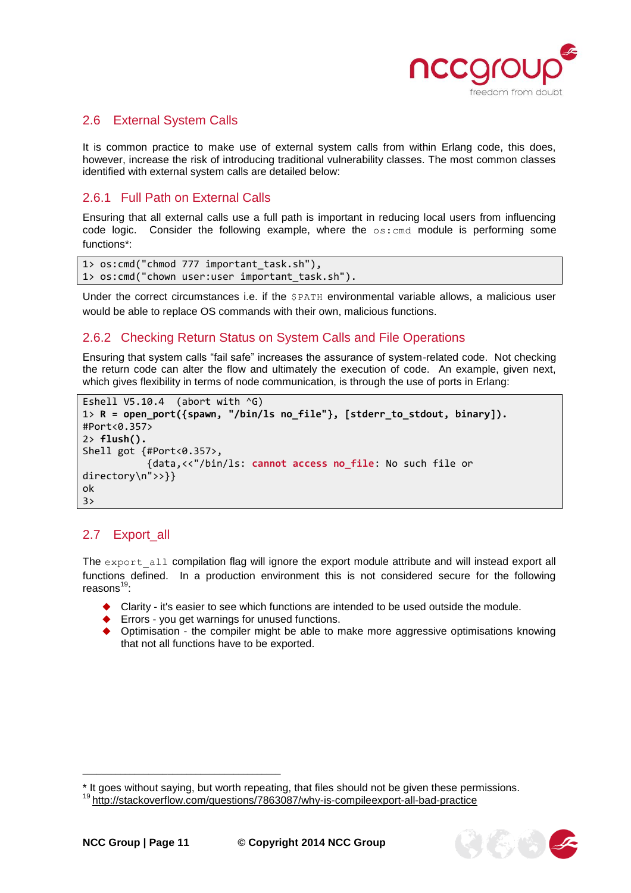## 2.6 External System Calls

It is common practice to make use of external system calls from within Erlang code, this does, however, increase the risk of introducing traditional vulnerability classes. The most common classes identified with external system calls are detailed below:

### 2.6.1 Full Path on External Calls

Ensuring that all external calls use a full path is important in reducing local users from influencing code logic. Consider the following example, where the `os:cmd` module is performing some functions*:

```
1> os:cmd("chmod 777 important_task.sh"),
1> os:cmd("chown user:user important_task.sh").
```

Under the correct circumstances i.e. if the `$PATH` environmental variable allows, a malicious user would be able to replace OS commands with their own, malicious functions.

### 2.6.2 Checking Return Status on System Calls and File Operations

Ensuring that system calls "fail safe" increases the assurance of system-related code. Not checking the return code can alter the flow and ultimately the execution of code. An example, given next, which gives flexibility in terms of node communication, is through the use of ports in Erlang:

```
Eshell V5.10.4  (abort with ^G)
1> R = open_port({spawn, "/bin/ls no_file"}, [stderr_to_stdout, binary]).
#Port<0.357>
2> flush().
Shell got {#Port<0.357>,
           {data,<<"/bin/ls: cannot access no_file: No such file or
directory\n">>}}
ok
3>
```

## 2.7 Export_all

The `export_all` compilation flag will ignore the export module attribute and will instead export all functions defined. In a production environment this is not considered secure for the following reasons[19]:

- Clarity - it's easier to see which functions are intended to be used outside the module.
- Errors - you get warnings for unused functions.
- Optimisation - the compiler might be able to make more aggressive optimisations knowing that not all functions have to be exported.

---

* It goes without saying, but worth repeating, that files should not be given these permissions.

[19] http://stackoverflow.com/questions/7863087/why-is-compileexport-all-bad-practice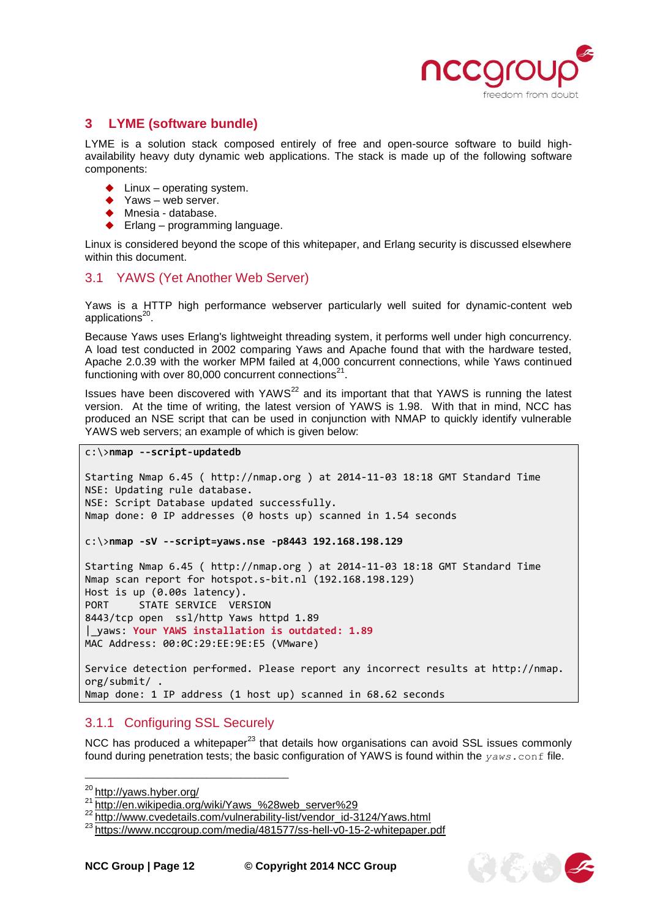## 3 LYME (software bundle)

LYME is a solution stack composed entirely of free and open-source software to build high-availability heavy duty dynamic web applications. The stack is made up of the following software components:

- Linux – operating system.
- Yaws – web server.
- Mnesia - database.
- Erlang – programming language.

Linux is considered beyond the scope of this whitepaper, and Erlang security is discussed elsewhere within this document.

### 3.1 YAWS (Yet Another Web Server)

Yaws is a HTTP high performance webserver particularly well suited for dynamic-content web applications[20].

Because Yaws uses Erlang's lightweight threading system, it performs well under high concurrency. A load test conducted in 2002 comparing Yaws and Apache found that with the hardware tested, Apache 2.0.39 with the worker MPM failed at 4,000 concurrent connections, while Yaws continued functioning with over 80,000 concurrent connections[21].

Issues have been discovered with YAWS[22] and its important that that YAWS is running the latest version. At the time of writing, the latest version of YAWS is 1.98. With that in mind, NCC has produced an NSE script that can be used in conjunction with NMAP to quickly identify vulnerable YAWS web servers; an example of which is given below:

```
c:\>nmap --script-updatedb

Starting Nmap 6.45 ( http://nmap.org ) at 2014-11-03 18:18 GMT Standard Time
NSE: Updating rule database.
NSE: Script Database updated successfully.
Nmap done: 0 IP addresses (0 hosts up) scanned in 1.54 seconds

c:\>nmap -sV --script=yaws.nse -p8443 192.168.198.129

Starting Nmap 6.45 ( http://nmap.org ) at 2014-11-03 18:18 GMT Standard Time
Nmap scan report for hotspot.s-bit.nl (192.168.198.129)
Host is up (0.00s latency).
PORT     STATE SERVICE  VERSION
8443/tcp open  ssl/http Yaws httpd 1.89
|_yaws: Your YAWS installation is outdated: 1.89
MAC Address: 00:0C:29:EE:9E:E5 (VMware)

Service detection performed. Please report any incorrect results at http://nmap.
org/submit/ .
Nmap done: 1 IP address (1 host up) scanned in 68.62 seconds
```

#### 3.1.1 Configuring SSL Securely

NCC has produced a whitepaper[23] that details how organisations can avoid SSL issues commonly found during penetration tests; the basic configuration of YAWS is found within the `yaws.conf` file.

---

[20] http://yaws.hyber.org/
[21] http://en.wikipedia.org/wiki/Yaws_%28web_server%29
[22] http://www.cvedetails.com/vulnerability-list/vendor_id-3124/Yaws.html
[23] https://www.nccgroup.com/media/481577/ss-hell-v0-15-2-whitepaper.pdf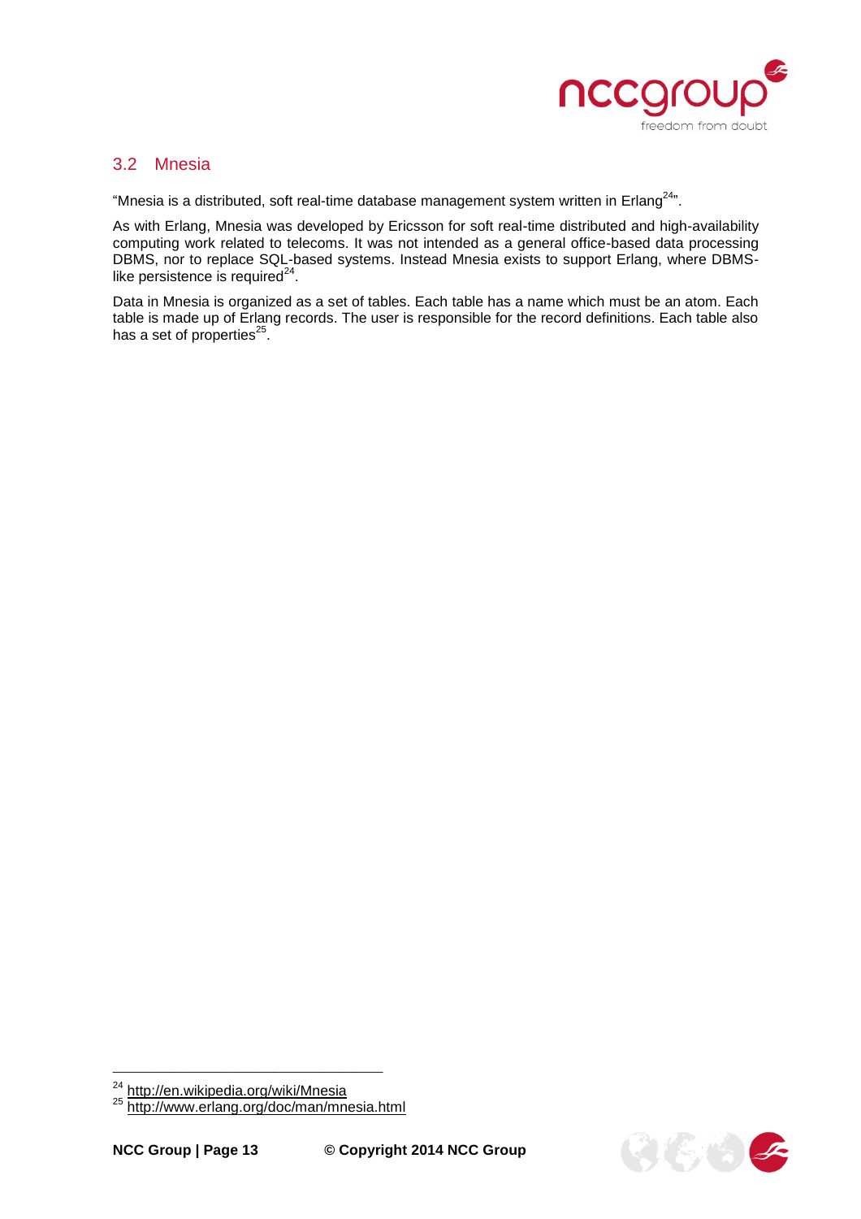## 3.2 Mnesia

"Mnesia is a distributed, soft real-time database management system written in Erlang[24]".

As with Erlang, Mnesia was developed by Ericsson for soft real-time distributed and high-availability computing work related to telecoms. It was not intended as a general office-based data processing DBMS, nor to replace SQL-based systems. Instead Mnesia exists to support Erlang, where DBMS-like persistence is required[24].

Data in Mnesia is organized as a set of tables. Each table has a name which must be an atom. Each table is made up of Erlang records. The user is responsible for the record definitions. Each table also has a set of properties[25].

[24] http://en.wikipedia.org/wiki/Mnesia

[25] http://www.erlang.org/doc/man/mnesia.html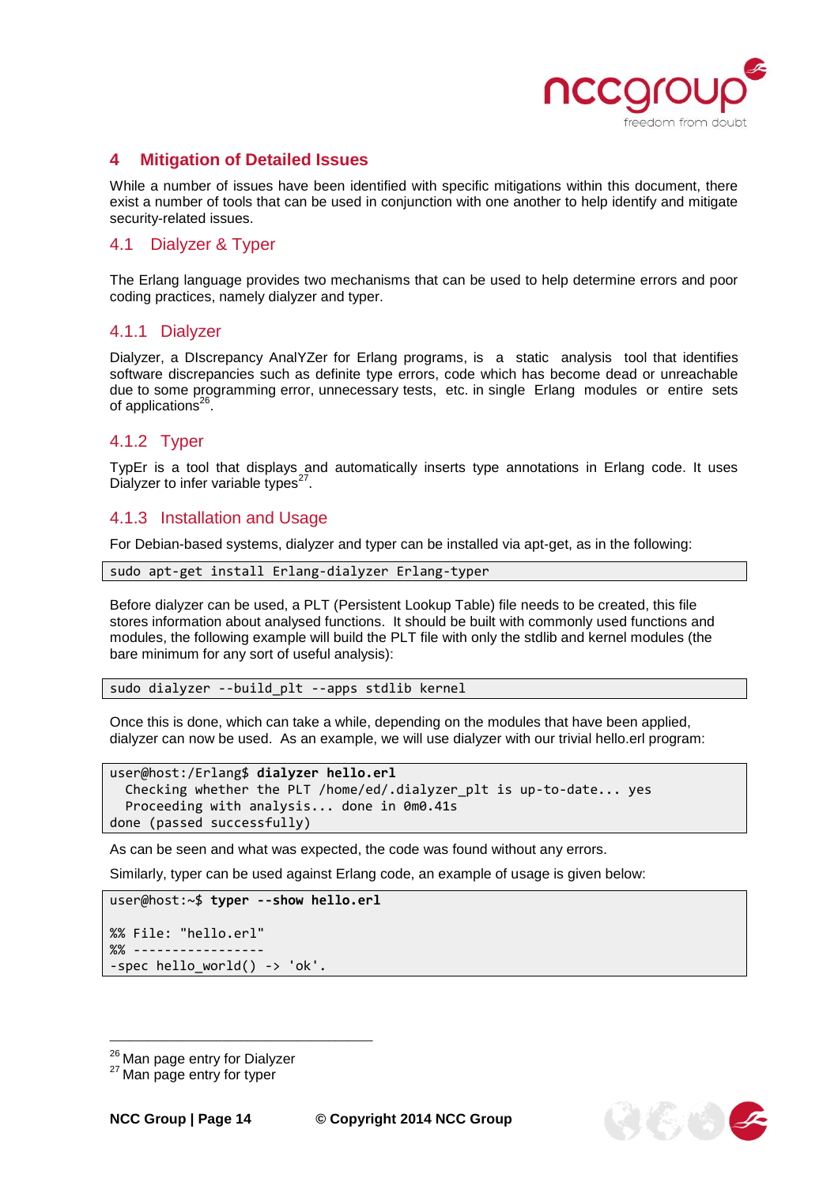# 4 Mitigation of Detailed Issues

While a number of issues have been identified with specific mitigations within this document, there exist a number of tools that can be used in conjunction with one another to help identify and mitigate security-related issues.

## 4.1 Dialyzer & Typer

The Erlang language provides two mechanisms that can be used to help determine errors and poor coding practices, namely dialyzer and typer.

### 4.1.1 Dialyzer

Dialyzer, a DIscrepancy AnalYZer for Erlang programs, is a static analysis tool that identifies software discrepancies such as definite type errors, code which has become dead or unreachable due to some programming error, unnecessary tests, etc. in single Erlang modules or entire sets of applications[26].

### 4.1.2 Typer

TypEr is a tool that displays and automatically inserts type annotations in Erlang code. It uses Dialyzer to infer variable types[27].

### 4.1.3 Installation and Usage

For Debian-based systems, dialyzer and typer can be installed via apt-get, as in the following:

```
sudo apt-get install Erlang-dialyzer Erlang-typer
```

Before dialyzer can be used, a PLT (Persistent Lookup Table) file needs to be created, this file stores information about analysed functions. It should be built with commonly used functions and modules, the following example will build the PLT file with only the stdlib and kernel modules (the bare minimum for any sort of useful analysis):

```
sudo dialyzer --build_plt --apps stdlib kernel
```

Once this is done, which can take a while, depending on the modules that have been applied, dialyzer can now be used. As an example, we will use dialyzer with our trivial hello.erl program:

```
user@host:/Erlang$ dialyzer hello.erl
  Checking whether the PLT /home/ed/.dialyzer_plt is up-to-date... yes
  Proceeding with analysis... done in 0m0.41s
done (passed successfully)
```

As can be seen and what was expected, the code was found without any errors.

Similarly, typer can be used against Erlang code, an example of usage is given below:

```
user@host:~$ typer --show hello.erl

%% File: "hello.erl"
%% -----------------
-spec hello_world() -> 'ok'.
```

---

[26] Man page entry for Dialyzer
[27] Man page entry for typer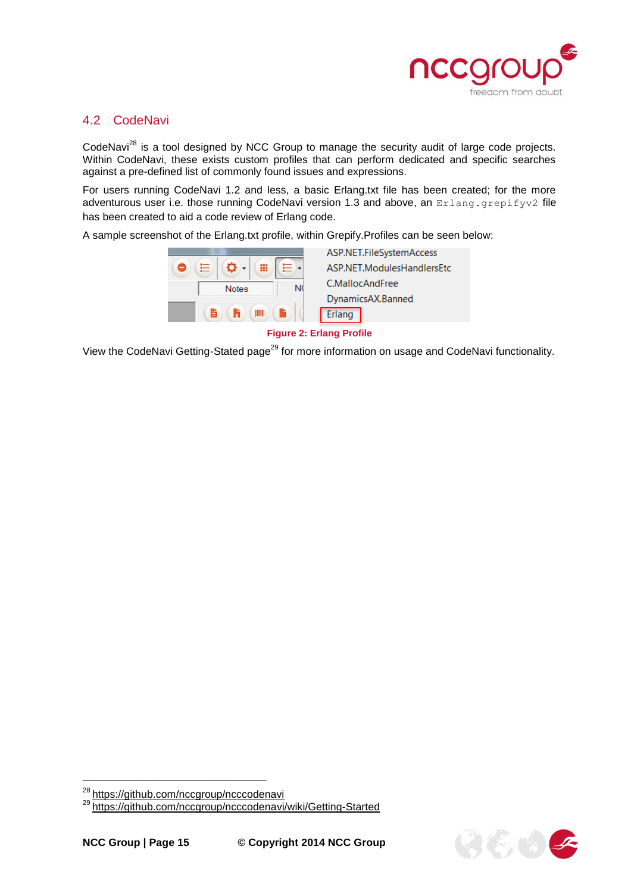## 4.2 CodeNavi

CodeNavi[28] is a tool designed by NCC Group to manage the security audit of large code projects. Within CodeNavi, these exists custom profiles that can perform dedicated and specific searches against a pre-defined list of commonly found issues and expressions.

For users running CodeNavi 1.2 and less, a basic Erlang.txt file has been created; for the more adventurous user i.e. those running CodeNavi version 1.3 and above, an `Erlang.grepifyv2` file has been created to aid a code review of Erlang code.

A sample screenshot of the Erlang.txt profile, within Grepify.Profiles can be seen below:

**Figure 2: Erlang Profile**

View the CodeNavi Getting-Stated page[29] for more information on usage and CodeNavi functionality.

---

[28] https://github.com/nccgroup/ncccodenavi

[29] https://github.com/nccgroup/ncccodenavi/wiki/Getting-Started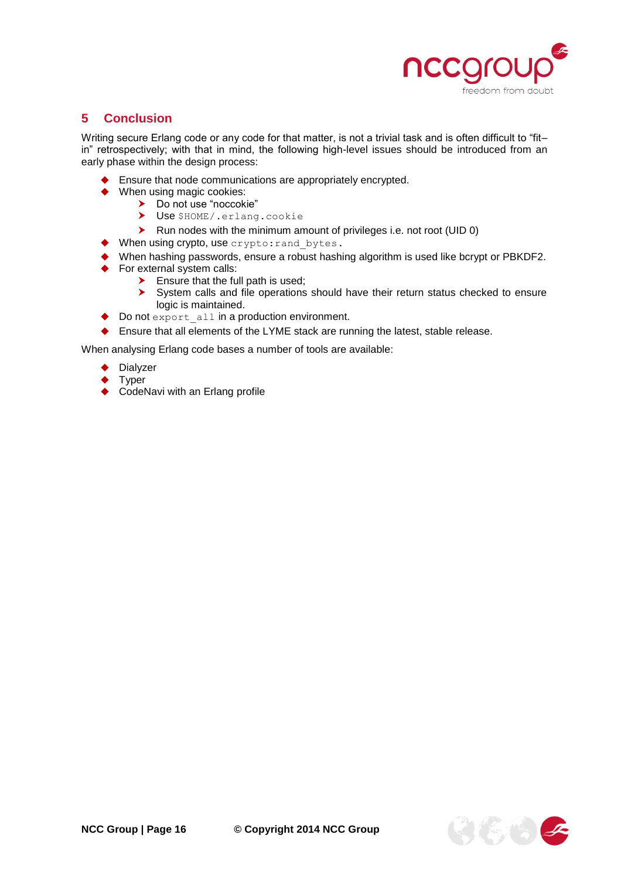## 5 Conclusion

Writing secure Erlang code or any code for that matter, is not a trivial task and is often difficult to "fit–in" retrospectively; with that in mind, the following high-level issues should be introduced from an early phase within the design process:

- Ensure that node communications are appropriately encrypted.
- When using magic cookies:
  - Do not use "noccokie"
  - Use `$HOME/.erlang.cookie`
  - Run nodes with the minimum amount of privileges i.e. not root (UID 0)
- When using crypto, use `crypto:rand_bytes`.
- When hashing passwords, ensure a robust hashing algorithm is used like bcrypt or PBKDF2.
- For external system calls:
  - Ensure that the full path is used;
  - System calls and file operations should have their return status checked to ensure logic is maintained.
- Do not `export_all` in a production environment.
- Ensure that all elements of the LYME stack are running the latest, stable release.

When analysing Erlang code bases a number of tools are available:

- Dialyzer
- Typer
- CodeNavi with an Erlang profile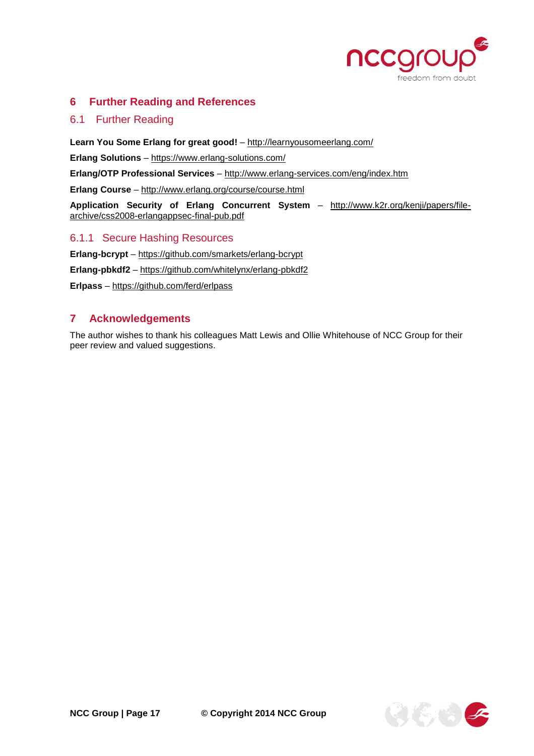# 6 Further Reading and References

## 6.1 Further Reading

**Learn You Some Erlang for great good!** – http://learnyousomeerlang.com/

**Erlang Solutions** – https://www.erlang-solutions.com/

**Erlang/OTP Professional Services** – http://www.erlang-services.com/eng/index.htm

**Erlang Course** – http://www.erlang.org/course/course.html

**Application Security of Erlang Concurrent System** – http://www.k2r.org/kenji/papers/file-archive/css2008-erlangappsec-final-pub.pdf

### 6.1.1 Secure Hashing Resources

**Erlang-bcrypt** – https://github.com/smarkets/erlang-bcrypt

**Erlang-pbkdf2** – https://github.com/whitelynx/erlang-pbkdf2

**Erlpass** – https://github.com/ferd/erlpass

# 7 Acknowledgements

The author wishes to thank his colleagues Matt Lewis and Ollie Whitehouse of NCC Group for their peer review and valued suggestions.